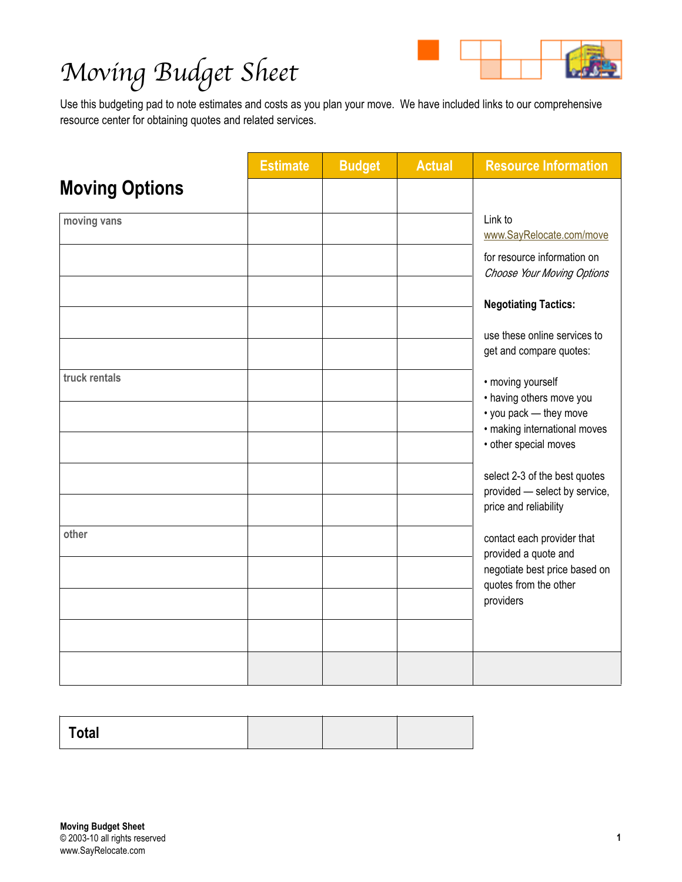# Moving Budget Sheet

Use this budgeting pad to note estimates and costs as you plan your move. We have included links to our comprehensive resource center for obtaining quotes and related services.

| **Moving Options** | Estimate | Budget | Actual | Resource Information |
|---|---|---|---|---|
| moving vans | | | | Link to www.SayRelocate.com/move for resource information on *Choose Your Moving Options*<br><br>**Negotiating Tactics:**<br><br>use these online services to get and compare quotes:<br><br>• moving yourself<br>• having others move you<br>• you pack — they move<br>• making international moves<br>• other special moves<br><br>select 2-3 of the best quotes provided — select by service, price and reliability<br><br>contact each provider that provided a quote and negotiate best price based on quotes from the other providers |
| | | | | |
| | | | | |
| | | | | |
| | | | | |
| truck rentals | | | | |
| | | | | |
| | | | | |
| | | | | |
| | | | | |
| other | | | | |
| | | | | |
| | | | | |
| | | | | |
| | | | | |

| **Total** | | | |
|---|---|---|---|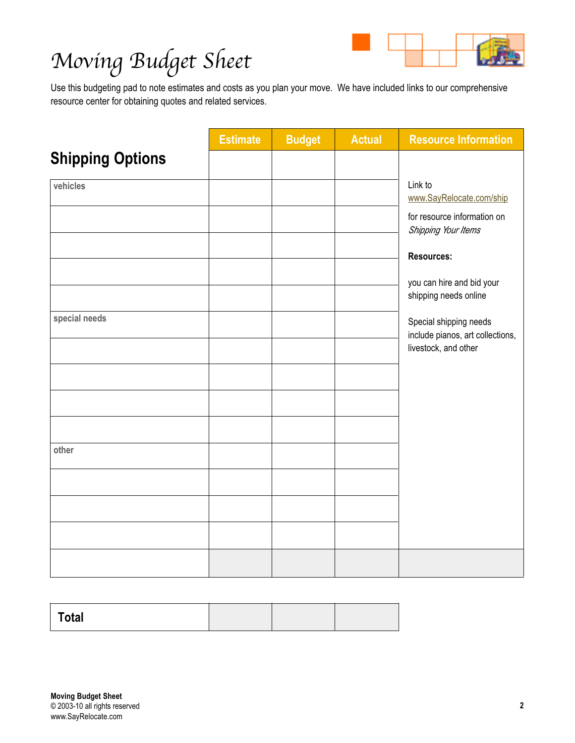# Moving Budget Sheet

Use this budgeting pad to note estimates and costs as you plan your move. We have included links to our comprehensive resource center for obtaining quotes and related services.

| Shipping Options | Estimate | Budget | Actual | Resource Information |
|---|---|---|---|---|
| vehicles | | | | Link to www.SayRelocate.com/ship for resource information on *Shipping Your Items* **Resources:** you can hire and bid your shipping needs online Special shipping needs include pianos, art collections, livestock, and other |
| | | | | |
| | | | | |
| | | | | |
| | | | | |
| special needs | | | | |
| | | | | |
| | | | | |
| | | | | |
| | | | | |
| other | | | | |
| | | | | |
| | | | | |
| | | | | |
| | | | | |

| **Total** | | | |
|---|---|---|---|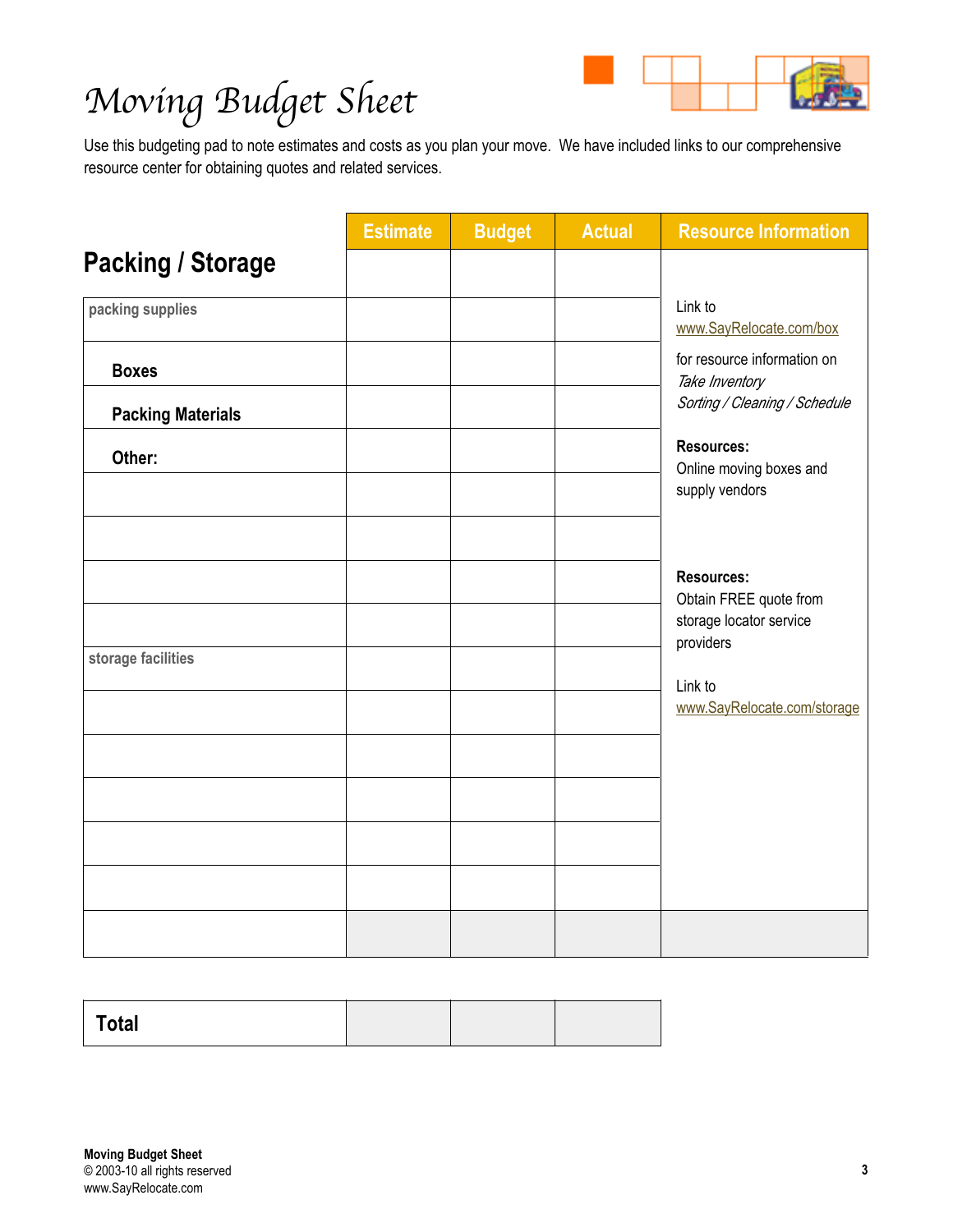# Moving Budget Sheet

Use this budgeting pad to note estimates and costs as you plan your move. We have included links to our comprehensive resource center for obtaining quotes and related services.

| Packing / Storage | Estimate | Budget | Actual | Resource Information |
|---|---|---|---|---|
| packing supplies | | | | Link to www.SayRelocate.com/box |
| **Boxes** | | | | for resource information on *Take Inventory* *Sorting / Cleaning / Schedule* |
| **Packing Materials** | | | | |
| **Other:** | | | | **Resources:** Online moving boxes and supply vendors |
| | | | | |
| | | | | |
| | | | | **Resources:** Obtain FREE quote from storage locator service providers |
| | | | | |
| storage facilities | | | | Link to www.SayRelocate.com/storage |
| | | | | |
| | | | | |
| | | | | |
| | | | | |
| | | | | |
| | | | | |

| **Total** | | | |
|---|---|---|---|

**Moving Budget Sheet**
© 2003-10 all rights reserved
www.SayRelocate.com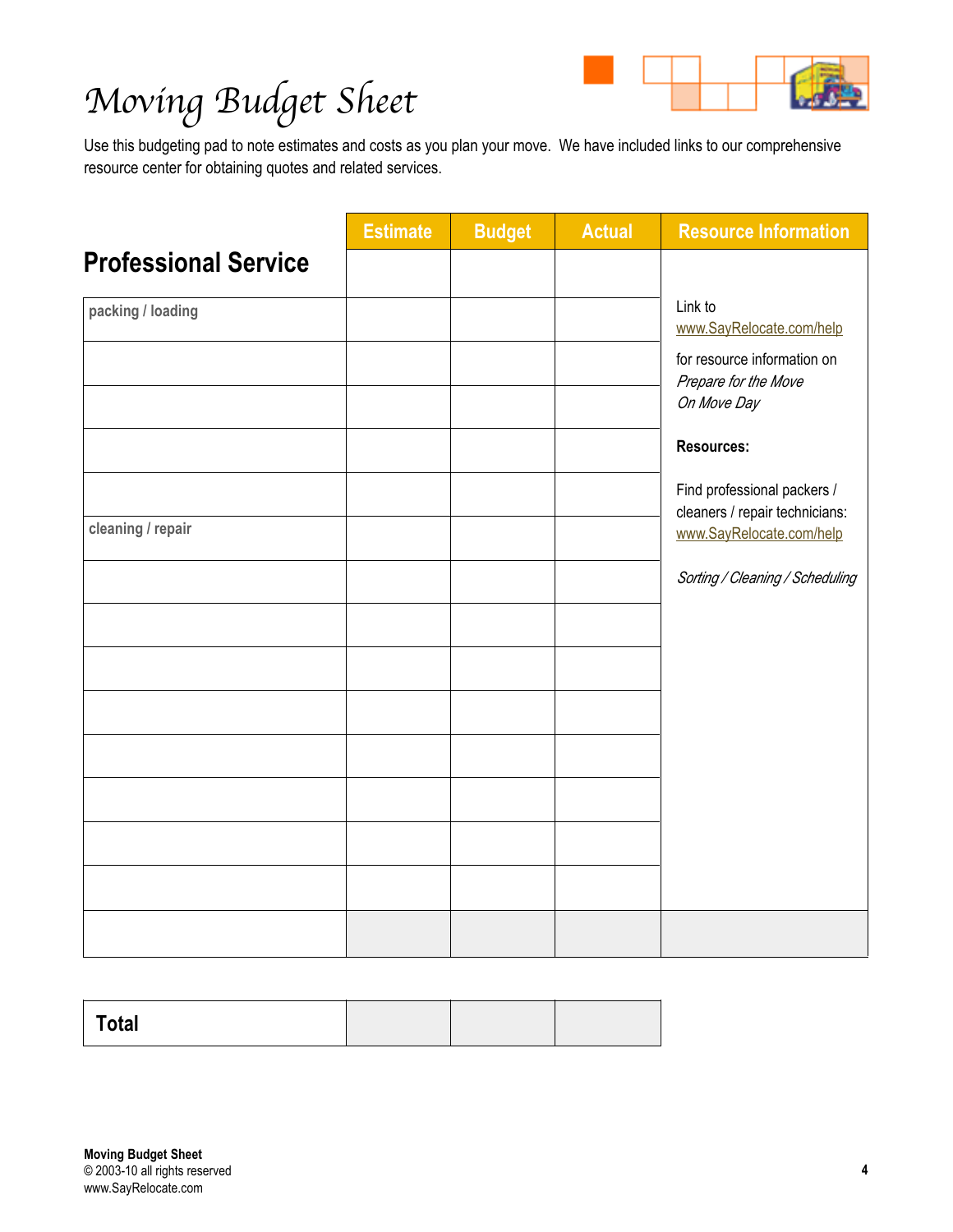# Moving Budget Sheet

Use this budgeting pad to note estimates and costs as you plan your move. We have included links to our comprehensive resource center for obtaining quotes and related services.

| Professional Service | Estimate | Budget | Actual | Resource Information |
|---|---|---|---|---|
| | | | | Link to www.SayRelocate.com/help for resource information on *Prepare for the Move* *On Move Day* **Resources:** Find professional packers / cleaners / repair technicians: www.SayRelocate.com/help *Sorting / Cleaning / Scheduling* |
| packing / loading | | | | |
| | | | | |
| | | | | |
| | | | | |
| | | | | |
| cleaning / repair | | | | |
| | | | | |
| | | | | |
| | | | | |
| | | | | |
| | | | | |
| | | | | |
| | | | | |
| | | | | |
| | | | | |

| **Total** | | | |
|---|---|---|---|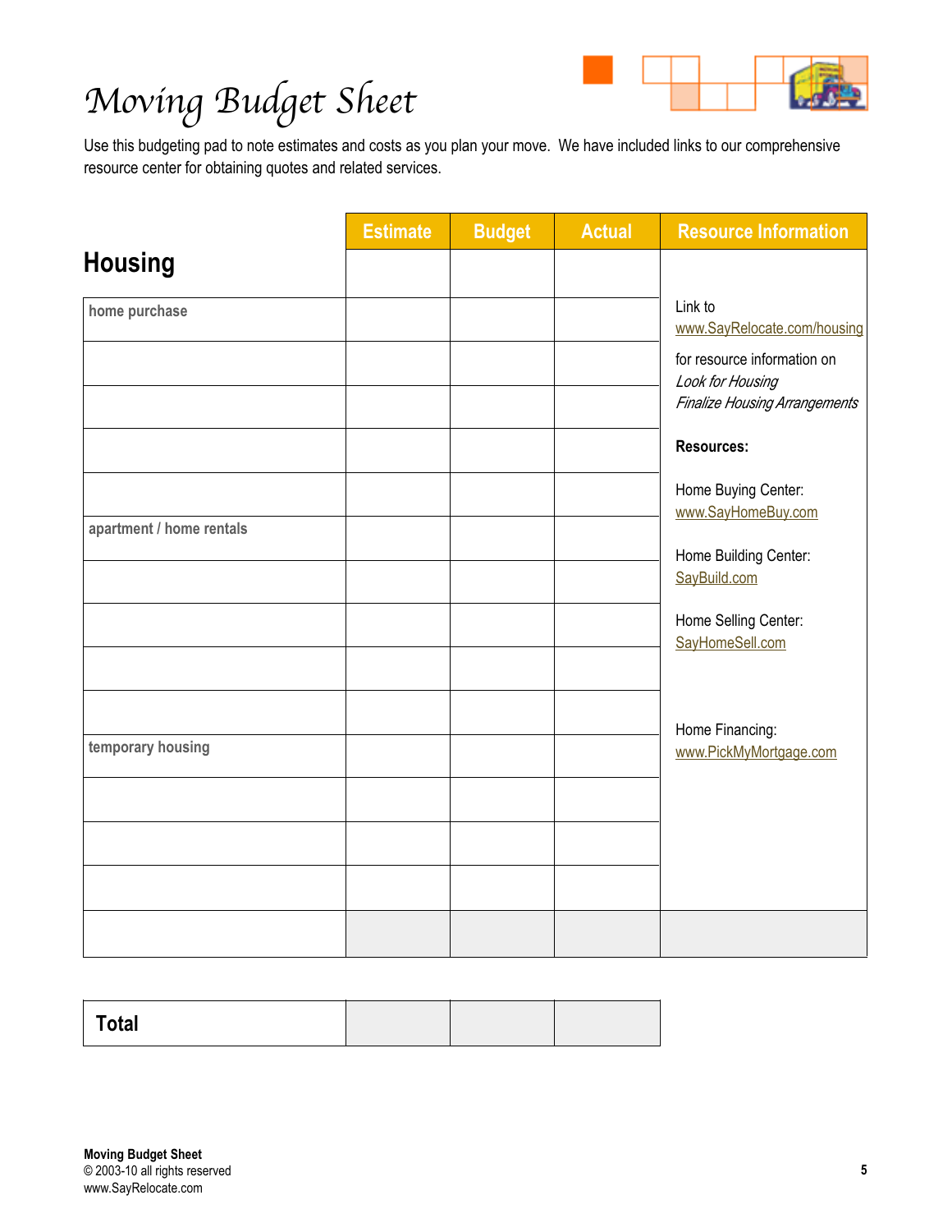# Moving Budget Sheet

Use this budgeting pad to note estimates and costs as you plan your move. We have included links to our comprehensive resource center for obtaining quotes and related services.

| **Housing** | Estimate | Budget | Actual | Resource Information |
|---|---|---|---|---|
| home purchase | | | | Link to www.SayRelocate.com/housing for resource information on *Look for Housing* *Finalize Housing Arrangements* |
| | | | | |
| | | | | **Resources:** |
| | | | | |
| | | | | Home Buying Center: www.SayHomeBuy.com |
| apartment / home rentals | | | | |
| | | | | Home Building Center: SayBuild.com |
| | | | | Home Selling Center: SayHomeSell.com |
| | | | | |
| | | | | Home Financing: www.PickMyMortgage.com |
| temporary housing | | | | |
| | | | | |
| | | | | |
| | | | | |
| | | | | |

| **Total** | | | |
|---|---|---|---|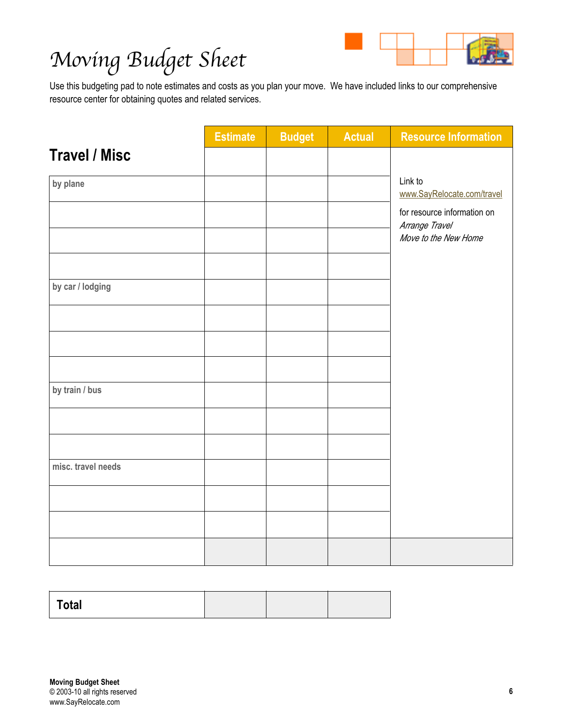# Moving Budget Sheet

Use this budgeting pad to note estimates and costs as you plan your move. We have included links to our comprehensive resource center for obtaining quotes and related services.

| Travel / Misc | Estimate | Budget | Actual | Resource Information |
|---|---|---|---|---|
| | | | | Link to www.SayRelocate.com/travel for resource information on *Arrange Travel* *Move to the New Home* |
| by plane | | | | |
| | | | | |
| | | | | |
| | | | | |
| by car / lodging | | | | |
| | | | | |
| | | | | |
| | | | | |
| by train / bus | | | | |
| | | | | |
| | | | | |
| misc. travel needs | | | | |
| | | | | |
| | | | | |
| | | | | |

| Total | | | |
|---|---|---|---|

**Moving Budget Sheet**
© 2003-10 all rights reserved
www.SayRelocate.com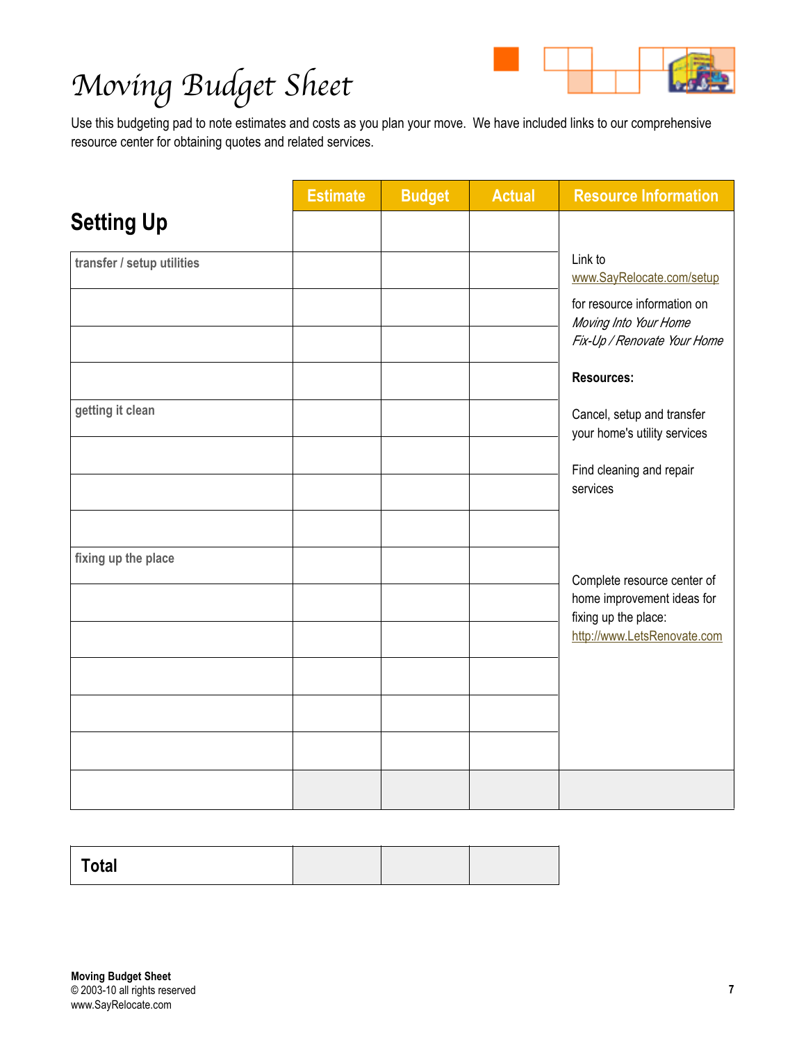# Moving Budget Sheet

Use this budgeting pad to note estimates and costs as you plan your move. We have included links to our comprehensive resource center for obtaining quotes and related services.

| Setting Up | Estimate | Budget | Actual | Resource Information |
|---|---|---|---|---|
| | | | | |
| transfer / setup utilities | | | | Link to www.SayRelocate.com/setup for resource information on *Moving Into Your Home* *Fix-Up / Renovate Your Home* **Resources:** Cancel, setup and transfer your home's utility services Find cleaning and repair services Complete resource center of home improvement ideas for fixing up the place: http://www.LetsRenovate.com |
| | | | | |
| | | | | |
| | | | | |
| getting it clean | | | | |
| | | | | |
| | | | | |
| | | | | |
| fixing up the place | | | | |
| | | | | |
| | | | | |
| | | | | |
| | | | | |
| | | | | |
| | | | | |

| | | | |
|---|---|---|---|
| **Total** | | | |